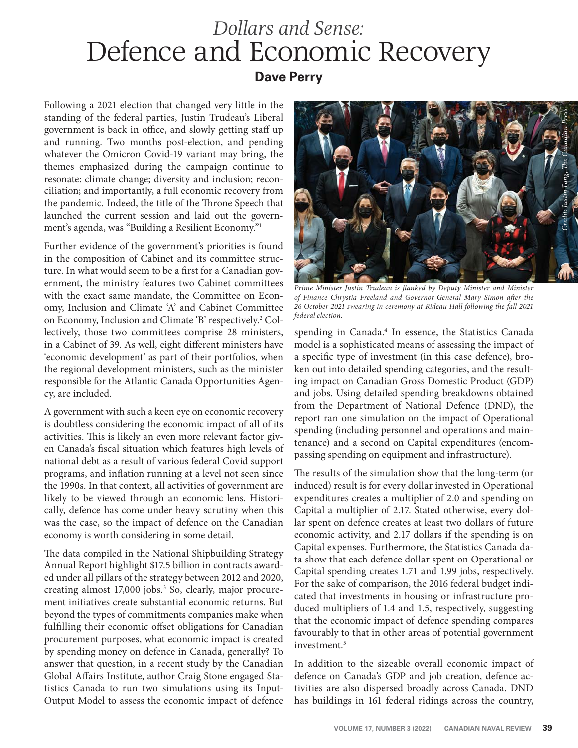# *Dollars and Sense:* Defence and Economic Recovery

**Dave Perry**

Following a 2021 election that changed very little in the standing of the federal parties, Justin Trudeau's Liberal government is back in office, and slowly getting staff up and running. Two months post-election, and pending whatever the Omicron Covid-19 variant may bring, the themes emphasized during the campaign continue to resonate: climate change; diversity and inclusion; reconciliation; and importantly, a full economic recovery from the pandemic. Indeed, the title of the Throne Speech that launched the current session and laid out the government's agenda, was "Building a Resilient Economy."[1]

Further evidence of the government's priorities is found in the composition of Cabinet and its committee structure. In what would seem to be a first for a Canadian government, the ministry features two Cabinet committees with the exact same mandate, the Committee on Economy, Inclusion and Climate 'A' and Cabinet Committee on Economy, Inclusion and Climate 'B' respectively.[2] Collectively, those two committees comprise 28 ministers, in a Cabinet of 39. As well, eight different ministers have 'economic development' as part of their portfolios, when the regional development ministers, such as the minister responsible for the Atlantic Canada Opportunities Agency, are included.

A government with such a keen eye on economic recovery is doubtless considering the economic impact of all of its activities. This is likely an even more relevant factor given Canada's fiscal situation which features high levels of national debt as a result of various federal Covid support programs, and inflation running at a level not seen since the 1990s. In that context, all activities of government are likely to be viewed through an economic lens. Historically, defence has come under heavy scrutiny when this was the case, so the impact of defence on the Canadian economy is worth considering in some detail.

The data compiled in the National Shipbuilding Strategy Annual Report highlight $17.5 billion in contracts awarded under all pillars of the strategy between 2012 and 2020, creating almost 17,000 jobs.[3] So, clearly, major procurement initiatives create substantial economic returns. But beyond the types of commitments companies make when fulfilling their economic offset obligations for Canadian procurement purposes, what economic impact is created by spending money on defence in Canada, generally? To answer that question, in a recent study by the Canadian Global Affairs Institute, author Craig Stone engaged Statistics Canada to run two simulations using its Input-Output Model to assess the economic impact of defence spending in Canada.[4] In essence, the Statistics Canada model is a sophisticated means of assessing the impact of a specific type of investment (in this case defence), broken out into detailed spending categories, and the resulting impact on Canadian Gross Domestic Product (GDP) and jobs. Using detailed spending breakdowns obtained from the Department of National Defence (DND), the report ran one simulation on the impact of Operational spending (including personnel and operations and maintenance) and a second on Capital expenditures (encompassing spending on equipment and infrastructure).

*Prime Minister Justin Trudeau is flanked by Deputy Minister and Minister of Finance Chrystia Freeland and Governor-General Mary Simon after the 26 October 2021 swearing in ceremony at Rideau Hall following the fall 2021 federal election.*

*Credit: Justin Tang, The Canadian Press*

The results of the simulation show that the long-term (or induced) result is for every dollar invested in Operational expenditures creates a multiplier of 2.0 and spending on Capital a multiplier of 2.17. Stated otherwise, every dollar spent on defence creates at least two dollars of future economic activity, and 2.17 dollars if the spending is on Capital expenses. Furthermore, the Statistics Canada data show that each defence dollar spent on Operational or Capital spending creates 1.71 and 1.99 jobs, respectively. For the sake of comparison, the 2016 federal budget indicated that investments in housing or infrastructure produced multipliers of 1.4 and 1.5, respectively, suggesting that the economic impact of defence spending compares favourably to that in other areas of potential government investment.[5]

In addition to the sizeable overall economic impact of defence on Canada's GDP and job creation, defence activities are also dispersed broadly across Canada. DND has buildings in 161 federal ridings across the country,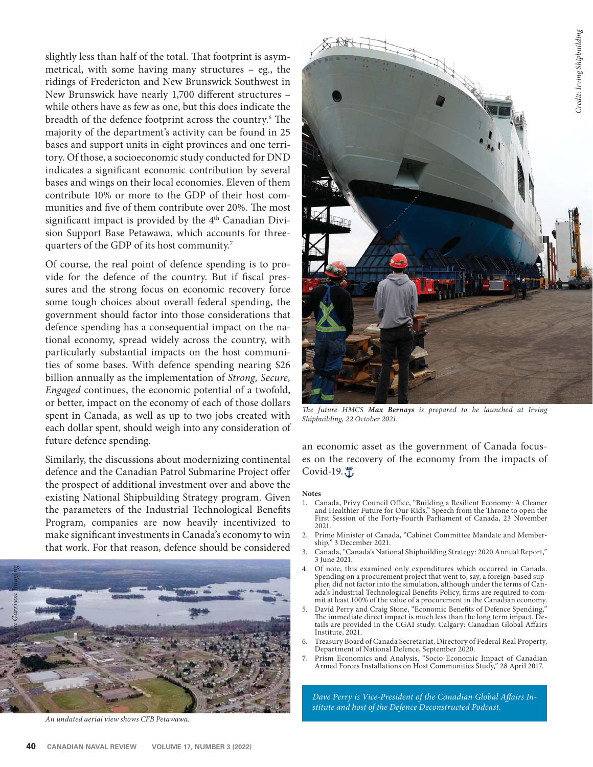slightly less than half of the total. That footprint is asymmetrical, with some having many structures – eg., the ridings of Fredericton and New Brunswick Southwest in New Brunswick have nearly 1,700 different structures – while others have as few as one, but this does indicate the breadth of the defence footprint across the country.[6] The majority of the department's activity can be found in 25 bases and support units in eight provinces and one territory. Of those, a socioeconomic study conducted for DND indicates a significant economic contribution by several bases and wings on their local economies. Eleven of them contribute 10% or more to the GDP of their host communities and five of them contribute over 20%. The most significant impact is provided by the 4th Canadian Division Support Base Petawawa, which accounts for three-quarters of the GDP of its host community.[7]

Of course, the real point of defence spending is to provide for the defence of the country. But if fiscal pressures and the strong focus on economic recovery force some tough choices about overall federal spending, the government should factor into those considerations that defence spending has a consequential impact on the national economy, spread widely across the country, with particularly substantial impacts on the host communities of some bases. With defence spending nearing $26 billion annually as the implementation of *Strong, Secure, Engaged* continues, the economic potential of a twofold, or better, impact on the economy of each of those dollars spent in Canada, as well as up to two jobs created with each dollar spent, should weigh into any consideration of future defence spending.

Similarly, the discussions about modernizing continental defence and the Canadian Patrol Submarine Project offer the prospect of additional investment over and above the existing National Shipbuilding Strategy program. Given the parameters of the Industrial Technological Benefits Program, companies are now heavily incentivized to make significant investments in Canada's economy to win that work. For that reason, defence should be considered an economic asset as the government of Canada focuses on the recovery of the economy from the impacts of Covid-19.

*An undated aerial view shows CFB Petawawa.*

*The future HMCS **Max Bernays** is prepared to be launched at Irving Shipbuilding, 22 October 2021.*

**Notes**

1. Canada, Privy Council Office, "Building a Resilient Economy: A Cleaner and Healthier Future for Our Kids," Speech from the Throne to open the First Session of the Forty-Fourth Parliament of Canada, 23 November 2021.
2. Prime Minister of Canada, "Cabinet Committee Mandate and Membership," 3 December 2021.
3. Canada, "Canada's National Shipbuilding Strategy: 2020 Annual Report," 3 June 2021.
4. Of note, this examined only expenditures which occurred in Canada. Spending on a procurement project that went to, say, a foreign-based supplier, did not factor into the simulation, although under the terms of Canada's Industrial Technological Benefits Policy, firms are required to commit at least 100% of the value of a procurement in the Canadian economy.
5. David Perry and Craig Stone, "Economic Benefits of Defence Spending," The immediate direct impact is much less than the long term impact. Details are provided in the CGAI study. Calgary: Canadian Global Affairs Institute, 2021.
6. Treasury Board of Canada Secretariat, Directory of Federal Real Property, Department of National Defence, September 2020.
7. Prism Economics and Analysis, "Socio-Economic Impact of Canadian Armed Forces Installations on Host Communities Study," 28 April 2017.

*Dave Perry is Vice-President of the Canadian Global Affairs Institute and host of the Defence Deconstructed Podcast.*